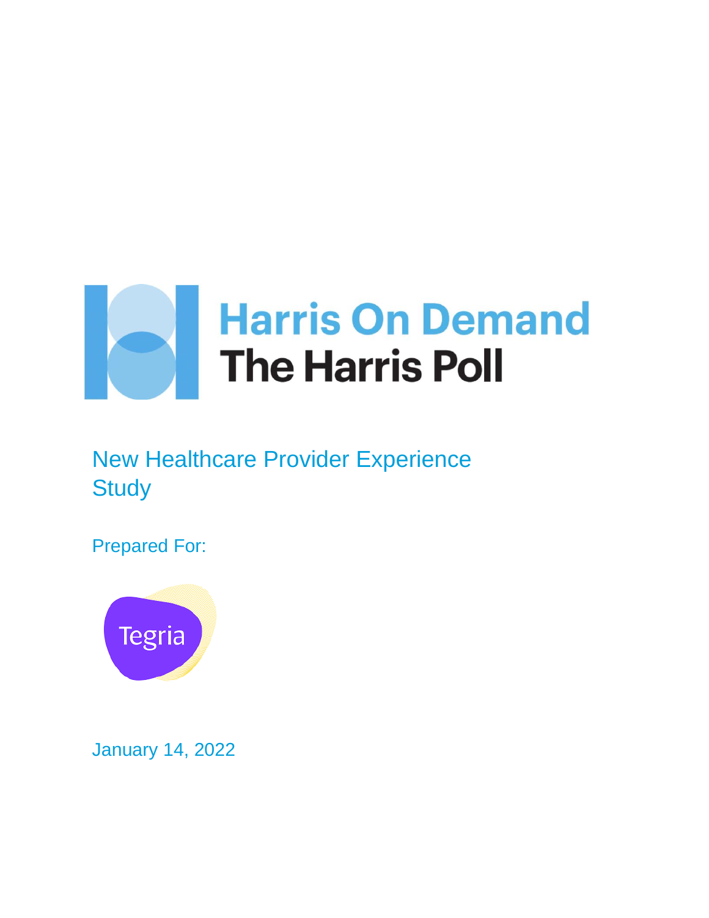Harris On Demand

The Harris Poll

# New Healthcare Provider Experience Study

Prepared For:

Tegria

January 14, 2022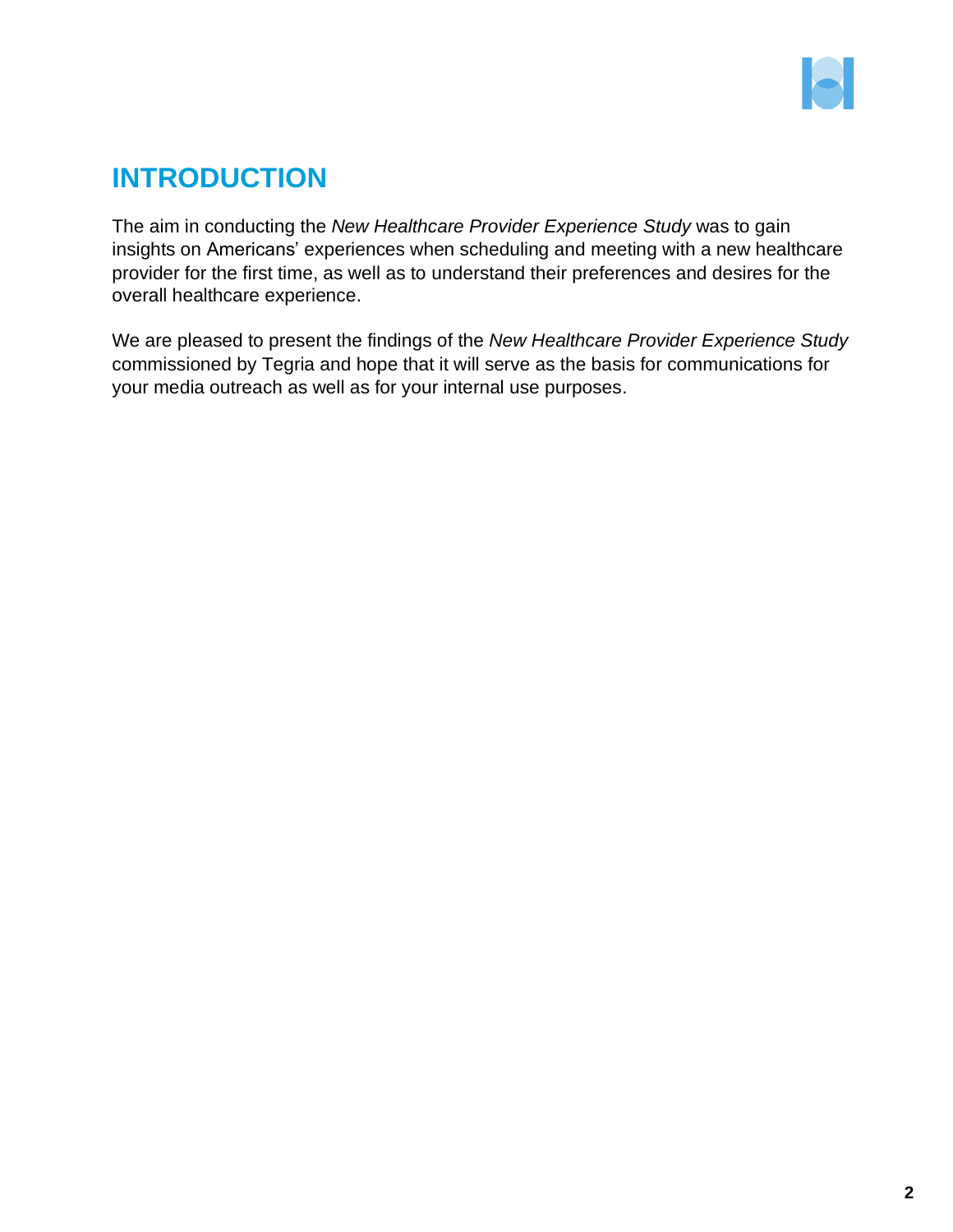# INTRODUCTION

The aim in conducting the *New Healthcare Provider Experience Study* was to gain insights on Americans' experiences when scheduling and meeting with a new healthcare provider for the first time, as well as to understand their preferences and desires for the overall healthcare experience.

We are pleased to present the findings of the *New Healthcare Provider Experience Study* commissioned by Tegria and hope that it will serve as the basis for communications for your media outreach as well as for your internal use purposes.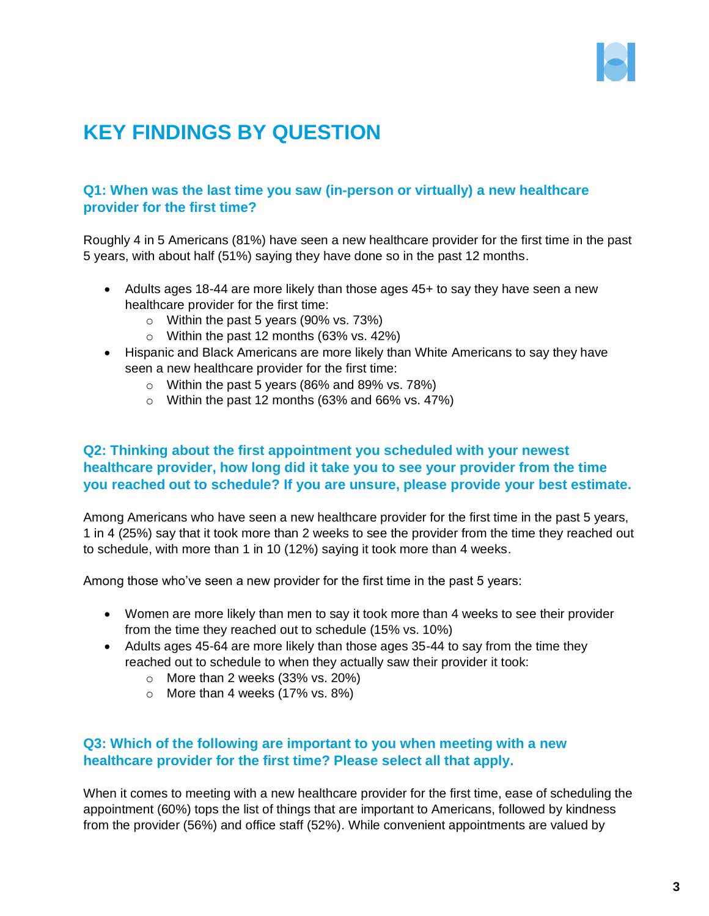# KEY FINDINGS BY QUESTION

### Q1: When was the last time you saw (in-person or virtually) a new healthcare provider for the first time?

Roughly 4 in 5 Americans (81%) have seen a new healthcare provider for the first time in the past 5 years, with about half (51%) saying they have done so in the past 12 months.

- Adults ages 18-44 are more likely than those ages 45+ to say they have seen a new healthcare provider for the first time:
  - Within the past 5 years (90% vs. 73%)
  - Within the past 12 months (63% vs. 42%)
- Hispanic and Black Americans are more likely than White Americans to say they have seen a new healthcare provider for the first time:
  - Within the past 5 years (86% and 89% vs. 78%)
  - Within the past 12 months (63% and 66% vs. 47%)

### Q2: Thinking about the first appointment you scheduled with your newest healthcare provider, how long did it take you to see your provider from the time you reached out to schedule? If you are unsure, please provide your best estimate.

Among Americans who have seen a new healthcare provider for the first time in the past 5 years, 1 in 4 (25%) say that it took more than 2 weeks to see the provider from the time they reached out to schedule, with more than 1 in 10 (12%) saying it took more than 4 weeks.

Among those who've seen a new provider for the first time in the past 5 years:

- Women are more likely than men to say it took more than 4 weeks to see their provider from the time they reached out to schedule (15% vs. 10%)
- Adults ages 45-64 are more likely than those ages 35-44 to say from the time they reached out to schedule to when they actually saw their provider it took:
  - More than 2 weeks (33% vs. 20%)
  - More than 4 weeks (17% vs. 8%)

### Q3: Which of the following are important to you when meeting with a new healthcare provider for the first time? Please select all that apply.

When it comes to meeting with a new healthcare provider for the first time, ease of scheduling the appointment (60%) tops the list of things that are important to Americans, followed by kindness from the provider (56%) and office staff (52%). While convenient appointments are valued by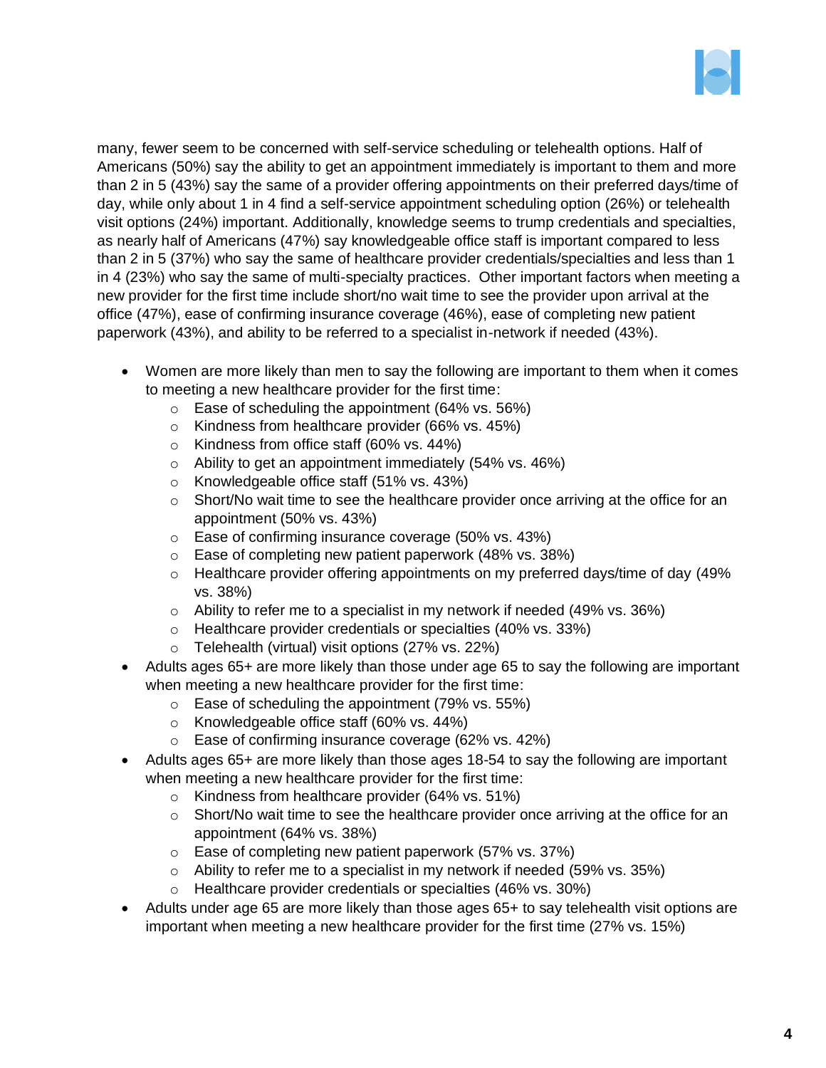many, fewer seem to be concerned with self-service scheduling or telehealth options. Half of Americans (50%) say the ability to get an appointment immediately is important to them and more than 2 in 5 (43%) say the same of a provider offering appointments on their preferred days/time of day, while only about 1 in 4 find a self-service appointment scheduling option (26%) or telehealth visit options (24%) important. Additionally, knowledge seems to trump credentials and specialties, as nearly half of Americans (47%) say knowledgeable office staff is important compared to less than 2 in 5 (37%) who say the same of healthcare provider credentials/specialties and less than 1 in 4 (23%) who say the same of multi-specialty practices. Other important factors when meeting a new provider for the first time include short/no wait time to see the provider upon arrival at the office (47%), ease of confirming insurance coverage (46%), ease of completing new patient paperwork (43%), and ability to be referred to a specialist in-network if needed (43%).

- Women are more likely than men to say the following are important to them when it comes to meeting a new healthcare provider for the first time:
  - Ease of scheduling the appointment (64% vs. 56%)
  - Kindness from healthcare provider (66% vs. 45%)
  - Kindness from office staff (60% vs. 44%)
  - Ability to get an appointment immediately (54% vs. 46%)
  - Knowledgeable office staff (51% vs. 43%)
  - Short/No wait time to see the healthcare provider once arriving at the office for an appointment (50% vs. 43%)
  - Ease of confirming insurance coverage (50% vs. 43%)
  - Ease of completing new patient paperwork (48% vs. 38%)
  - Healthcare provider offering appointments on my preferred days/time of day (49% vs. 38%)
  - Ability to refer me to a specialist in my network if needed (49% vs. 36%)
  - Healthcare provider credentials or specialties (40% vs. 33%)
  - Telehealth (virtual) visit options (27% vs. 22%)
- Adults ages 65+ are more likely than those under age 65 to say the following are important when meeting a new healthcare provider for the first time:
  - Ease of scheduling the appointment (79% vs. 55%)
  - Knowledgeable office staff (60% vs. 44%)
  - Ease of confirming insurance coverage (62% vs. 42%)
- Adults ages 65+ are more likely than those ages 18-54 to say the following are important when meeting a new healthcare provider for the first time:
  - Kindness from healthcare provider (64% vs. 51%)
  - Short/No wait time to see the healthcare provider once arriving at the office for an appointment (64% vs. 38%)
  - Ease of completing new patient paperwork (57% vs. 37%)
  - Ability to refer me to a specialist in my network if needed (59% vs. 35%)
  - Healthcare provider credentials or specialties (46% vs. 30%)
- Adults under age 65 are more likely than those ages 65+ to say telehealth visit options are important when meeting a new healthcare provider for the first time (27% vs. 15%)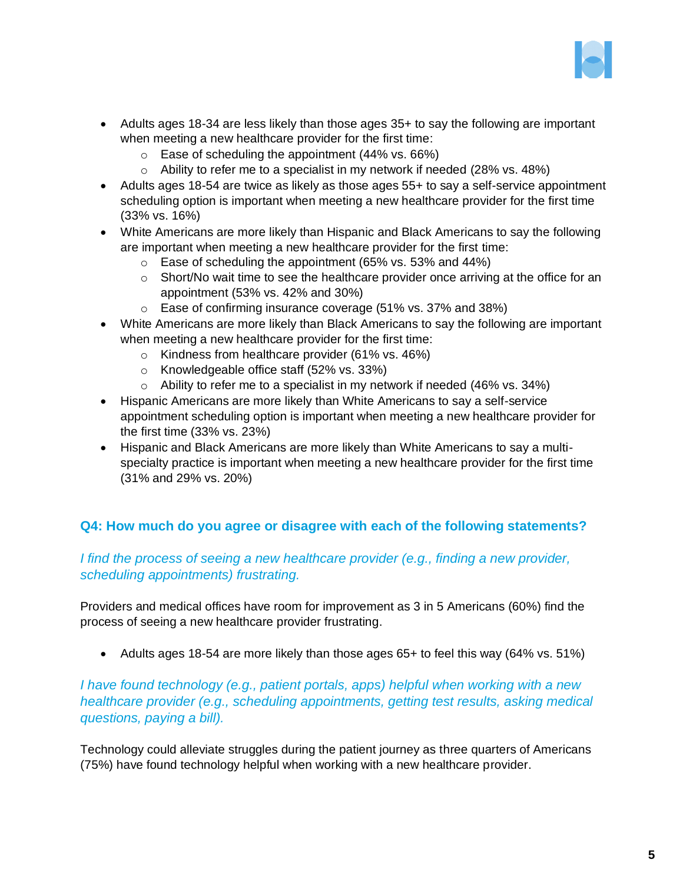- Adults ages 18-34 are less likely than those ages 35+ to say the following are important when meeting a new healthcare provider for the first time:
  - Ease of scheduling the appointment (44% vs. 66%)
  - Ability to refer me to a specialist in my network if needed (28% vs. 48%)
- Adults ages 18-54 are twice as likely as those ages 55+ to say a self-service appointment scheduling option is important when meeting a new healthcare provider for the first time (33% vs. 16%)
- White Americans are more likely than Hispanic and Black Americans to say the following are important when meeting a new healthcare provider for the first time:
  - Ease of scheduling the appointment (65% vs. 53% and 44%)
  - Short/No wait time to see the healthcare provider once arriving at the office for an appointment (53% vs. 42% and 30%)
  - Ease of confirming insurance coverage (51% vs. 37% and 38%)
- White Americans are more likely than Black Americans to say the following are important when meeting a new healthcare provider for the first time:
  - Kindness from healthcare provider (61% vs. 46%)
  - Knowledgeable office staff (52% vs. 33%)
  - Ability to refer me to a specialist in my network if needed (46% vs. 34%)
- Hispanic Americans are more likely than White Americans to say a self-service appointment scheduling option is important when meeting a new healthcare provider for the first time (33% vs. 23%)
- Hispanic and Black Americans are more likely than White Americans to say a multi-specialty practice is important when meeting a new healthcare provider for the first time (31% and 29% vs. 20%)

## Q4: How much do you agree or disagree with each of the following statements?

*I find the process of seeing a new healthcare provider (e.g., finding a new provider, scheduling appointments) frustrating.*

Providers and medical offices have room for improvement as 3 in 5 Americans (60%) find the process of seeing a new healthcare provider frustrating.

- Adults ages 18-54 are more likely than those ages 65+ to feel this way (64% vs. 51%)

*I have found technology (e.g., patient portals, apps) helpful when working with a new healthcare provider (e.g., scheduling appointments, getting test results, asking medical questions, paying a bill).*

Technology could alleviate struggles during the patient journey as three quarters of Americans (75%) have found technology helpful when working with a new healthcare provider.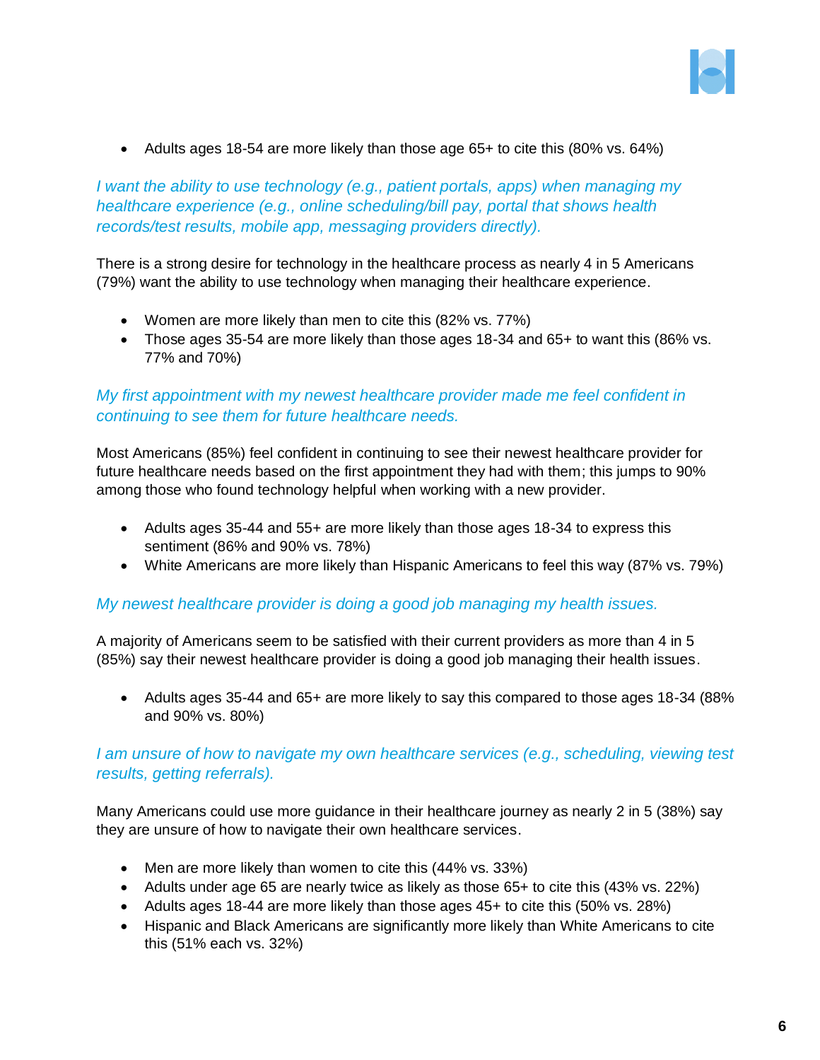- Adults ages 18-54 are more likely than those age 65+ to cite this (80% vs. 64%)

*I want the ability to use technology (e.g., patient portals, apps) when managing my healthcare experience (e.g., online scheduling/bill pay, portal that shows health records/test results, mobile app, messaging providers directly).*

There is a strong desire for technology in the healthcare process as nearly 4 in 5 Americans (79%) want the ability to use technology when managing their healthcare experience.

- Women are more likely than men to cite this (82% vs. 77%)
- Those ages 35-54 are more likely than those ages 18-34 and 65+ to want this (86% vs. 77% and 70%)

*My first appointment with my newest healthcare provider made me feel confident in continuing to see them for future healthcare needs.*

Most Americans (85%) feel confident in continuing to see their newest healthcare provider for future healthcare needs based on the first appointment they had with them; this jumps to 90% among those who found technology helpful when working with a new provider.

- Adults ages 35-44 and 55+ are more likely than those ages 18-34 to express this sentiment (86% and 90% vs. 78%)
- White Americans are more likely than Hispanic Americans to feel this way (87% vs. 79%)

*My newest healthcare provider is doing a good job managing my health issues.*

A majority of Americans seem to be satisfied with their current providers as more than 4 in 5 (85%) say their newest healthcare provider is doing a good job managing their health issues.

- Adults ages 35-44 and 65+ are more likely to say this compared to those ages 18-34 (88% and 90% vs. 80%)

*I am unsure of how to navigate my own healthcare services (e.g., scheduling, viewing test results, getting referrals).*

Many Americans could use more guidance in their healthcare journey as nearly 2 in 5 (38%) say they are unsure of how to navigate their own healthcare services.

- Men are more likely than women to cite this (44% vs. 33%)
- Adults under age 65 are nearly twice as likely as those 65+ to cite this (43% vs. 22%)
- Adults ages 18-44 are more likely than those ages 45+ to cite this (50% vs. 28%)
- Hispanic and Black Americans are significantly more likely than White Americans to cite this (51% each vs. 32%)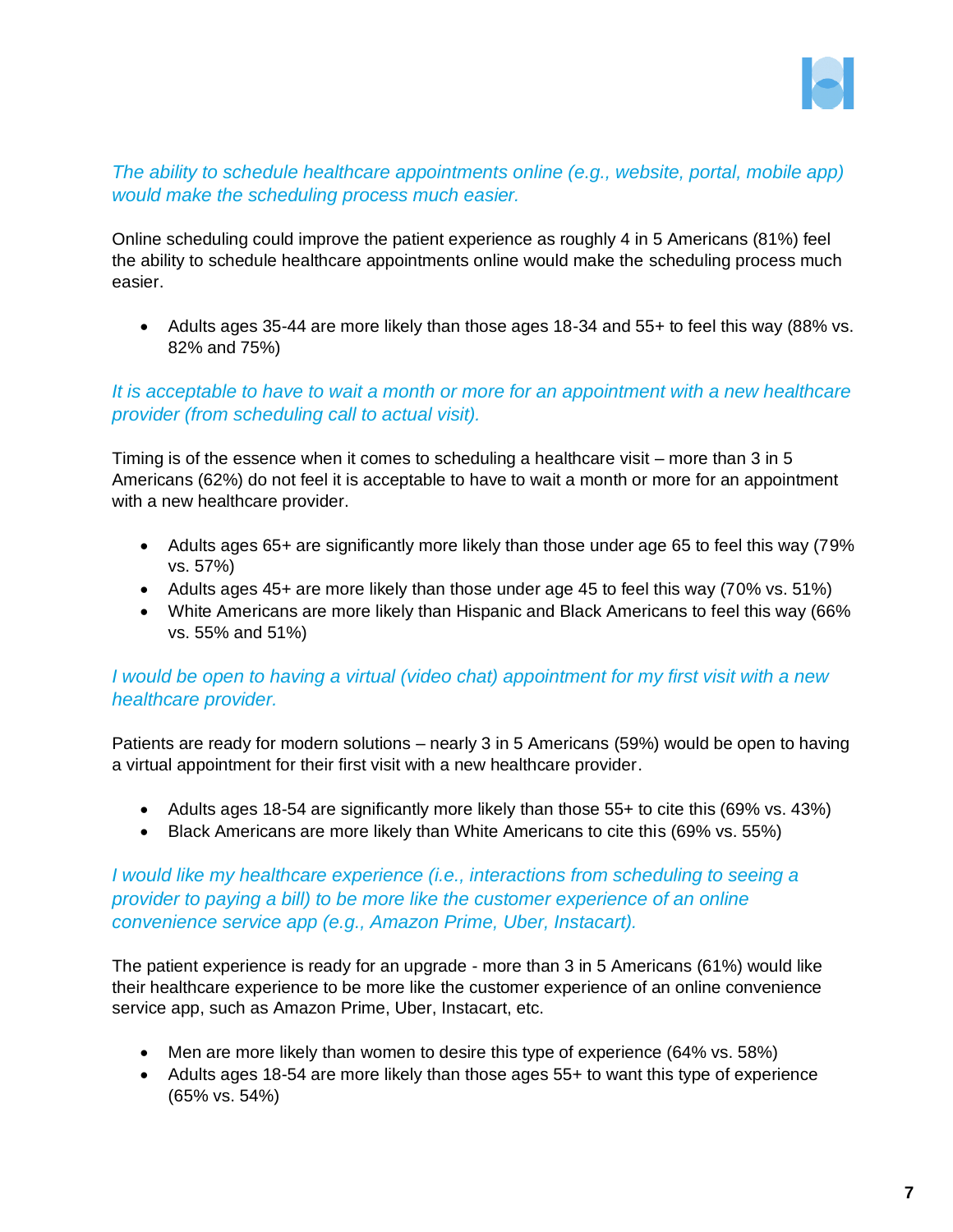*The ability to schedule healthcare appointments online (e.g., website, portal, mobile app) would make the scheduling process much easier.*

Online scheduling could improve the patient experience as roughly 4 in 5 Americans (81%) feel the ability to schedule healthcare appointments online would make the scheduling process much easier.

- Adults ages 35-44 are more likely than those ages 18-34 and 55+ to feel this way (88% vs. 82% and 75%)

*It is acceptable to have to wait a month or more for an appointment with a new healthcare provider (from scheduling call to actual visit).*

Timing is of the essence when it comes to scheduling a healthcare visit – more than 3 in 5 Americans (62%) do not feel it is acceptable to have to wait a month or more for an appointment with a new healthcare provider.

- Adults ages 65+ are significantly more likely than those under age 65 to feel this way (79% vs. 57%)
- Adults ages 45+ are more likely than those under age 45 to feel this way (70% vs. 51%)
- White Americans are more likely than Hispanic and Black Americans to feel this way (66% vs. 55% and 51%)

*I would be open to having a virtual (video chat) appointment for my first visit with a new healthcare provider.*

Patients are ready for modern solutions – nearly 3 in 5 Americans (59%) would be open to having a virtual appointment for their first visit with a new healthcare provider.

- Adults ages 18-54 are significantly more likely than those 55+ to cite this (69% vs. 43%)
- Black Americans are more likely than White Americans to cite this (69% vs. 55%)

*I would like my healthcare experience (i.e., interactions from scheduling to seeing a provider to paying a bill) to be more like the customer experience of an online convenience service app (e.g., Amazon Prime, Uber, Instacart).*

The patient experience is ready for an upgrade - more than 3 in 5 Americans (61%) would like their healthcare experience to be more like the customer experience of an online convenience service app, such as Amazon Prime, Uber, Instacart, etc.

- Men are more likely than women to desire this type of experience (64% vs. 58%)
- Adults ages 18-54 are more likely than those ages 55+ to want this type of experience (65% vs. 54%)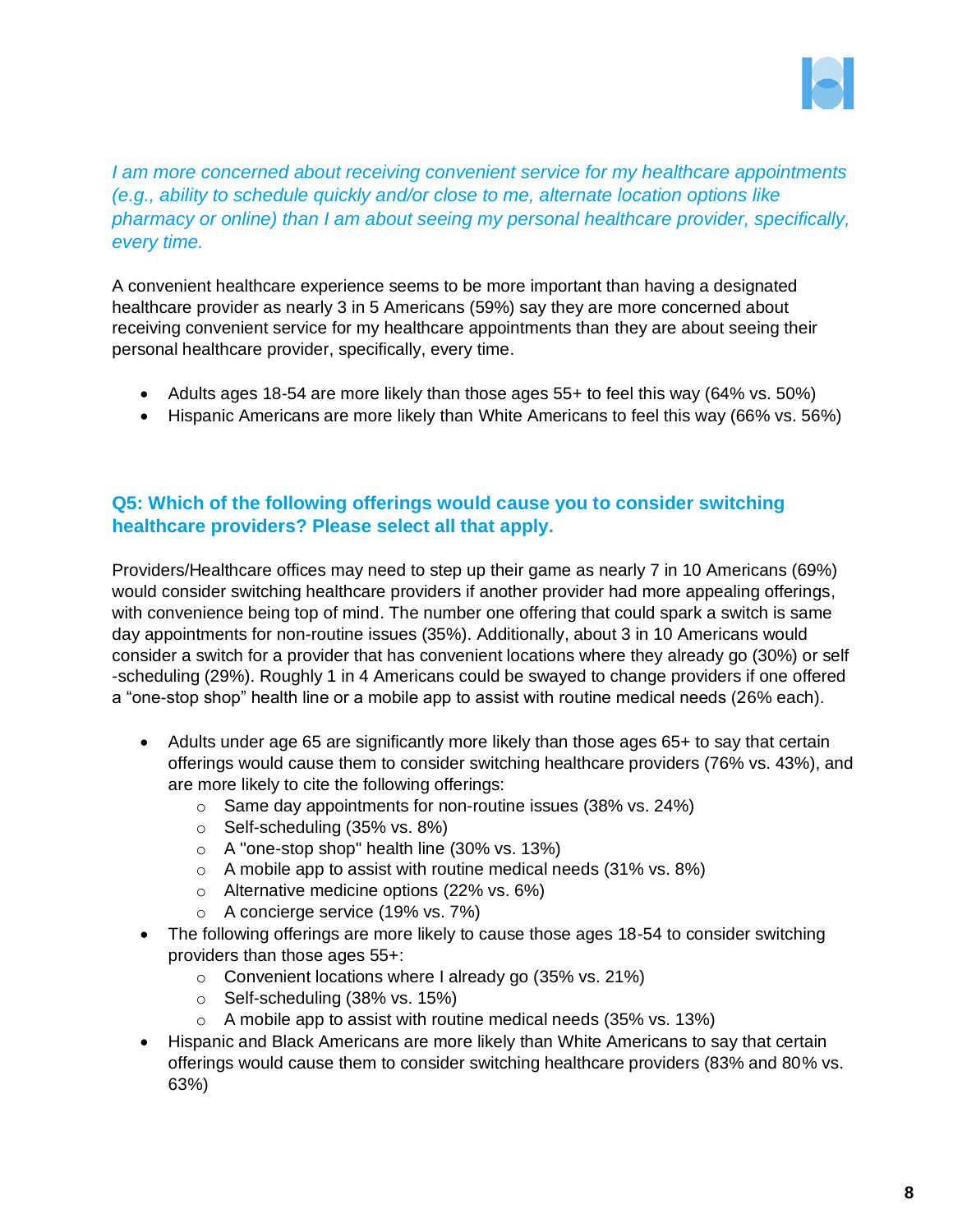*I am more concerned about receiving convenient service for my healthcare appointments (e.g., ability to schedule quickly and/or close to me, alternate location options like pharmacy or online) than I am about seeing my personal healthcare provider, specifically, every time.*

A convenient healthcare experience seems to be more important than having a designated healthcare provider as nearly 3 in 5 Americans (59%) say they are more concerned about receiving convenient service for my healthcare appointments than they are about seeing their personal healthcare provider, specifically, every time.

- Adults ages 18-54 are more likely than those ages 55+ to feel this way (64% vs. 50%)
- Hispanic Americans are more likely than White Americans to feel this way (66% vs. 56%)

### Q5: Which of the following offerings would cause you to consider switching healthcare providers? Please select all that apply.

Providers/Healthcare offices may need to step up their game as nearly 7 in 10 Americans (69%) would consider switching healthcare providers if another provider had more appealing offerings, with convenience being top of mind. The number one offering that could spark a switch is same day appointments for non-routine issues (35%). Additionally, about 3 in 10 Americans would consider a switch for a provider that has convenient locations where they already go (30%) or self -scheduling (29%). Roughly 1 in 4 Americans could be swayed to change providers if one offered a "one-stop shop" health line or a mobile app to assist with routine medical needs (26% each).

- Adults under age 65 are significantly more likely than those ages 65+ to say that certain offerings would cause them to consider switching healthcare providers (76% vs. 43%), and are more likely to cite the following offerings:
  - Same day appointments for non-routine issues (38% vs. 24%)
  - Self-scheduling (35% vs. 8%)
  - A "one-stop shop" health line (30% vs. 13%)
  - A mobile app to assist with routine medical needs (31% vs. 8%)
  - Alternative medicine options (22% vs. 6%)
  - A concierge service (19% vs. 7%)
- The following offerings are more likely to cause those ages 18-54 to consider switching providers than those ages 55+:
  - Convenient locations where I already go (35% vs. 21%)
  - Self-scheduling (38% vs. 15%)
  - A mobile app to assist with routine medical needs (35% vs. 13%)
- Hispanic and Black Americans are more likely than White Americans to say that certain offerings would cause them to consider switching healthcare providers (83% and 80% vs. 63%)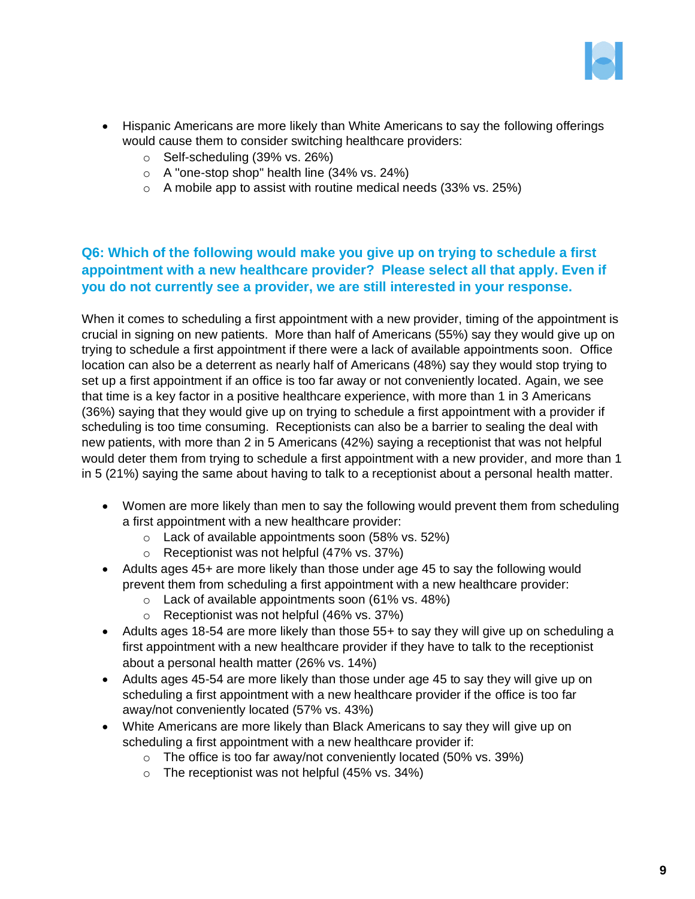- Hispanic Americans are more likely than White Americans to say the following offerings would cause them to consider switching healthcare providers:
    - Self-scheduling (39% vs. 26%)
    - A "one-stop shop" health line (34% vs. 24%)
    - A mobile app to assist with routine medical needs (33% vs. 25%)

## Q6: Which of the following would make you give up on trying to schedule a first appointment with a new healthcare provider? Please select all that apply. Even if you do not currently see a provider, we are still interested in your response.

When it comes to scheduling a first appointment with a new provider, timing of the appointment is crucial in signing on new patients. More than half of Americans (55%) say they would give up on trying to schedule a first appointment if there were a lack of available appointments soon. Office location can also be a deterrent as nearly half of Americans (48%) say they would stop trying to set up a first appointment if an office is too far away or not conveniently located. Again, we see that time is a key factor in a positive healthcare experience, with more than 1 in 3 Americans (36%) saying that they would give up on trying to schedule a first appointment with a provider if scheduling is too time consuming. Receptionists can also be a barrier to sealing the deal with new patients, with more than 2 in 5 Americans (42%) saying a receptionist that was not helpful would deter them from trying to schedule a first appointment with a new provider, and more than 1 in 5 (21%) saying the same about having to talk to a receptionist about a personal health matter.

- Women are more likely than men to say the following would prevent them from scheduling a first appointment with a new healthcare provider:
    - Lack of available appointments soon (58% vs. 52%)
    - Receptionist was not helpful (47% vs. 37%)
- Adults ages 45+ are more likely than those under age 45 to say the following would prevent them from scheduling a first appointment with a new healthcare provider:
    - Lack of available appointments soon (61% vs. 48%)
    - Receptionist was not helpful (46% vs. 37%)
- Adults ages 18-54 are more likely than those 55+ to say they will give up on scheduling a first appointment with a new healthcare provider if they have to talk to the receptionist about a personal health matter (26% vs. 14%)
- Adults ages 45-54 are more likely than those under age 45 to say they will give up on scheduling a first appointment with a new healthcare provider if the office is too far away/not conveniently located (57% vs. 43%)
- White Americans are more likely than Black Americans to say they will give up on scheduling a first appointment with a new healthcare provider if:
    - The office is too far away/not conveniently located (50% vs. 39%)
    - The receptionist was not helpful (45% vs. 34%)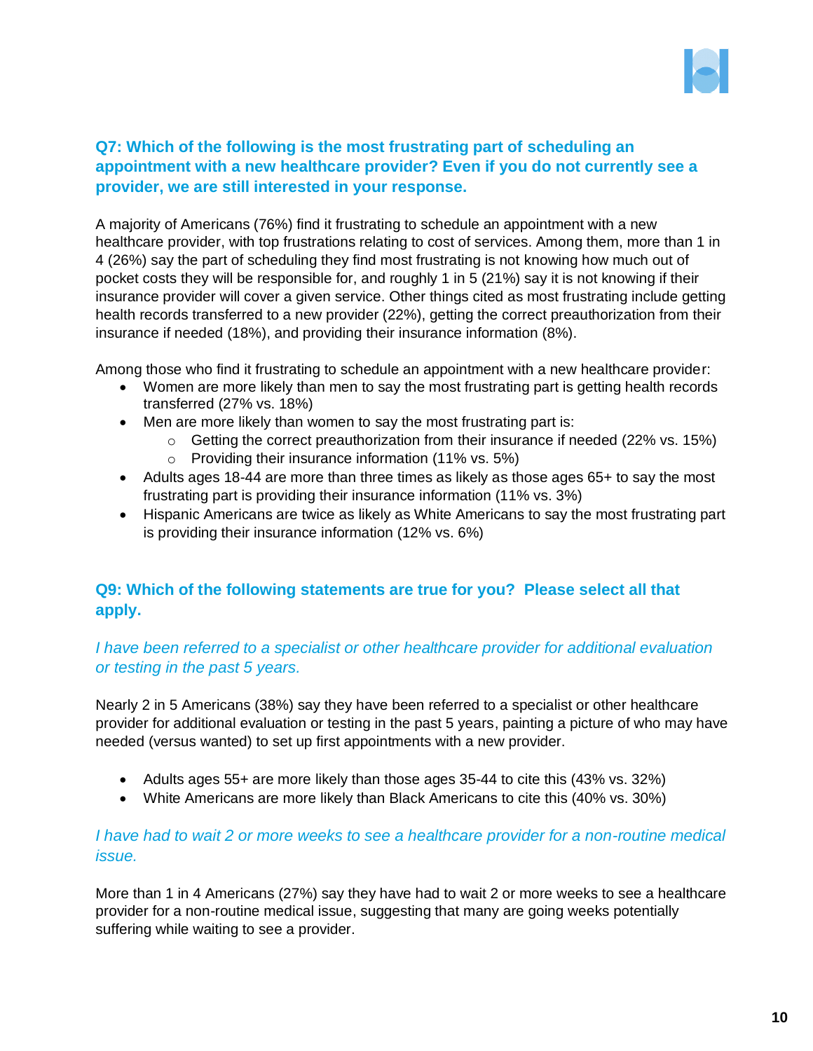### Q7: Which of the following is the most frustrating part of scheduling an appointment with a new healthcare provider? Even if you do not currently see a provider, we are still interested in your response.

A majority of Americans (76%) find it frustrating to schedule an appointment with a new healthcare provider, with top frustrations relating to cost of services. Among them, more than 1 in 4 (26%) say the part of scheduling they find most frustrating is not knowing how much out of pocket costs they will be responsible for, and roughly 1 in 5 (21%) say it is not knowing if their insurance provider will cover a given service. Other things cited as most frustrating include getting health records transferred to a new provider (22%), getting the correct preauthorization from their insurance if needed (18%), and providing their insurance information (8%).

Among those who find it frustrating to schedule an appointment with a new healthcare provider:

- Women are more likely than men to say the most frustrating part is getting health records transferred (27% vs. 18%)
- Men are more likely than women to say the most frustrating part is:
  - Getting the correct preauthorization from their insurance if needed (22% vs. 15%)
  - Providing their insurance information (11% vs. 5%)
- Adults ages 18-44 are more than three times as likely as those ages 65+ to say the most frustrating part is providing their insurance information (11% vs. 3%)
- Hispanic Americans are twice as likely as White Americans to say the most frustrating part is providing their insurance information (12% vs. 6%)

### Q9: Which of the following statements are true for you? Please select all that apply.

*I have been referred to a specialist or other healthcare provider for additional evaluation or testing in the past 5 years.*

Nearly 2 in 5 Americans (38%) say they have been referred to a specialist or other healthcare provider for additional evaluation or testing in the past 5 years, painting a picture of who may have needed (versus wanted) to set up first appointments with a new provider.

- Adults ages 55+ are more likely than those ages 35-44 to cite this (43% vs. 32%)
- White Americans are more likely than Black Americans to cite this (40% vs. 30%)

*I have had to wait 2 or more weeks to see a healthcare provider for a non-routine medical issue.*

More than 1 in 4 Americans (27%) say they have had to wait 2 or more weeks to see a healthcare provider for a non-routine medical issue, suggesting that many are going weeks potentially suffering while waiting to see a provider.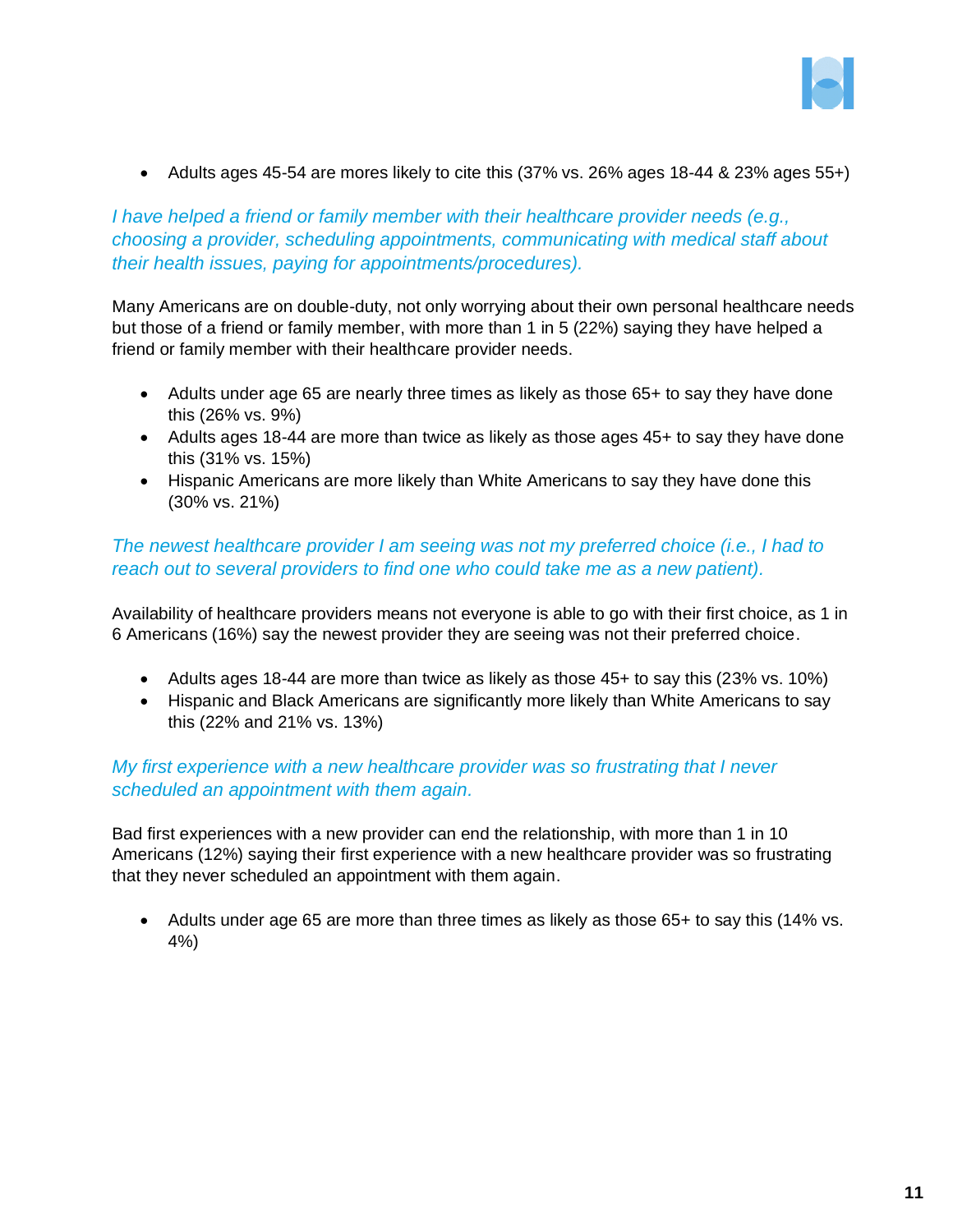- Adults ages 45-54 are mores likely to cite this (37% vs. 26% ages 18-44 & 23% ages 55+)

*I have helped a friend or family member with their healthcare provider needs (e.g., choosing a provider, scheduling appointments, communicating with medical staff about their health issues, paying for appointments/procedures).*

Many Americans are on double-duty, not only worrying about their own personal healthcare needs but those of a friend or family member, with more than 1 in 5 (22%) saying they have helped a friend or family member with their healthcare provider needs.

- Adults under age 65 are nearly three times as likely as those 65+ to say they have done this (26% vs. 9%)
- Adults ages 18-44 are more than twice as likely as those ages 45+ to say they have done this (31% vs. 15%)
- Hispanic Americans are more likely than White Americans to say they have done this (30% vs. 21%)

*The newest healthcare provider I am seeing was not my preferred choice (i.e., I had to reach out to several providers to find one who could take me as a new patient).*

Availability of healthcare providers means not everyone is able to go with their first choice, as 1 in 6 Americans (16%) say the newest provider they are seeing was not their preferred choice.

- Adults ages 18-44 are more than twice as likely as those 45+ to say this (23% vs. 10%)
- Hispanic and Black Americans are significantly more likely than White Americans to say this (22% and 21% vs. 13%)

*My first experience with a new healthcare provider was so frustrating that I never scheduled an appointment with them again.*

Bad first experiences with a new provider can end the relationship, with more than 1 in 10 Americans (12%) saying their first experience with a new healthcare provider was so frustrating that they never scheduled an appointment with them again.

- Adults under age 65 are more than three times as likely as those 65+ to say this (14% vs. 4%)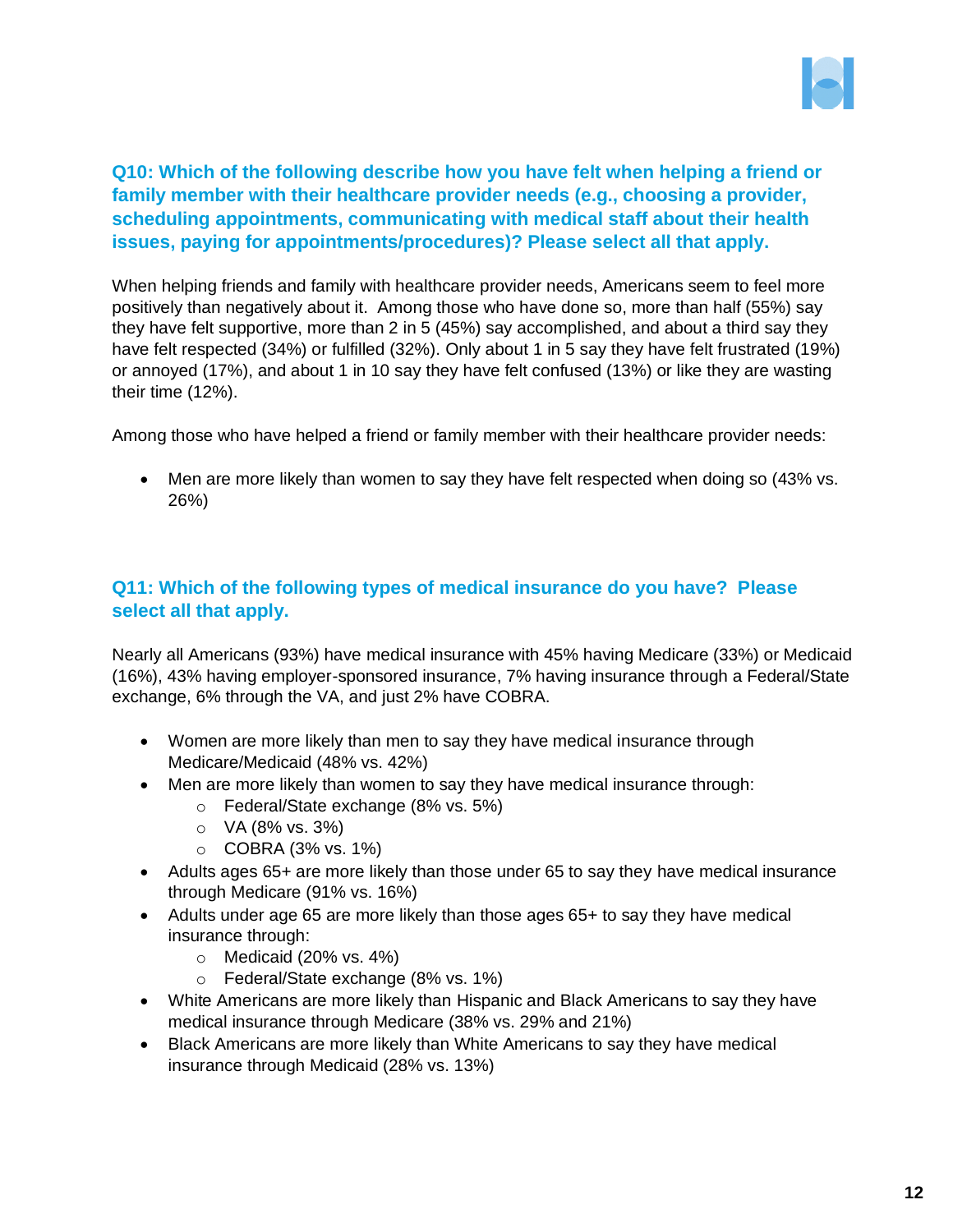### Q10: Which of the following describe how you have felt when helping a friend or family member with their healthcare provider needs (e.g., choosing a provider, scheduling appointments, communicating with medical staff about their health issues, paying for appointments/procedures)? Please select all that apply.

When helping friends and family with healthcare provider needs, Americans seem to feel more positively than negatively about it. Among those who have done so, more than half (55%) say they have felt supportive, more than 2 in 5 (45%) say accomplished, and about a third say they have felt respected (34%) or fulfilled (32%). Only about 1 in 5 say they have felt frustrated (19%) or annoyed (17%), and about 1 in 10 say they have felt confused (13%) or like they are wasting their time (12%).

Among those who have helped a friend or family member with their healthcare provider needs:

- Men are more likely than women to say they have felt respected when doing so (43% vs. 26%)

### Q11: Which of the following types of medical insurance do you have? Please select all that apply.

Nearly all Americans (93%) have medical insurance with 45% having Medicare (33%) or Medicaid (16%), 43% having employer-sponsored insurance, 7% having insurance through a Federal/State exchange, 6% through the VA, and just 2% have COBRA.

- Women are more likely than men to say they have medical insurance through Medicare/Medicaid (48% vs. 42%)
- Men are more likely than women to say they have medical insurance through:
  - Federal/State exchange (8% vs. 5%)
  - VA (8% vs. 3%)
  - COBRA (3% vs. 1%)
- Adults ages 65+ are more likely than those under 65 to say they have medical insurance through Medicare (91% vs. 16%)
- Adults under age 65 are more likely than those ages 65+ to say they have medical insurance through:
  - Medicaid (20% vs. 4%)
  - Federal/State exchange (8% vs. 1%)
- White Americans are more likely than Hispanic and Black Americans to say they have medical insurance through Medicare (38% vs. 29% and 21%)
- Black Americans are more likely than White Americans to say they have medical insurance through Medicaid (28% vs. 13%)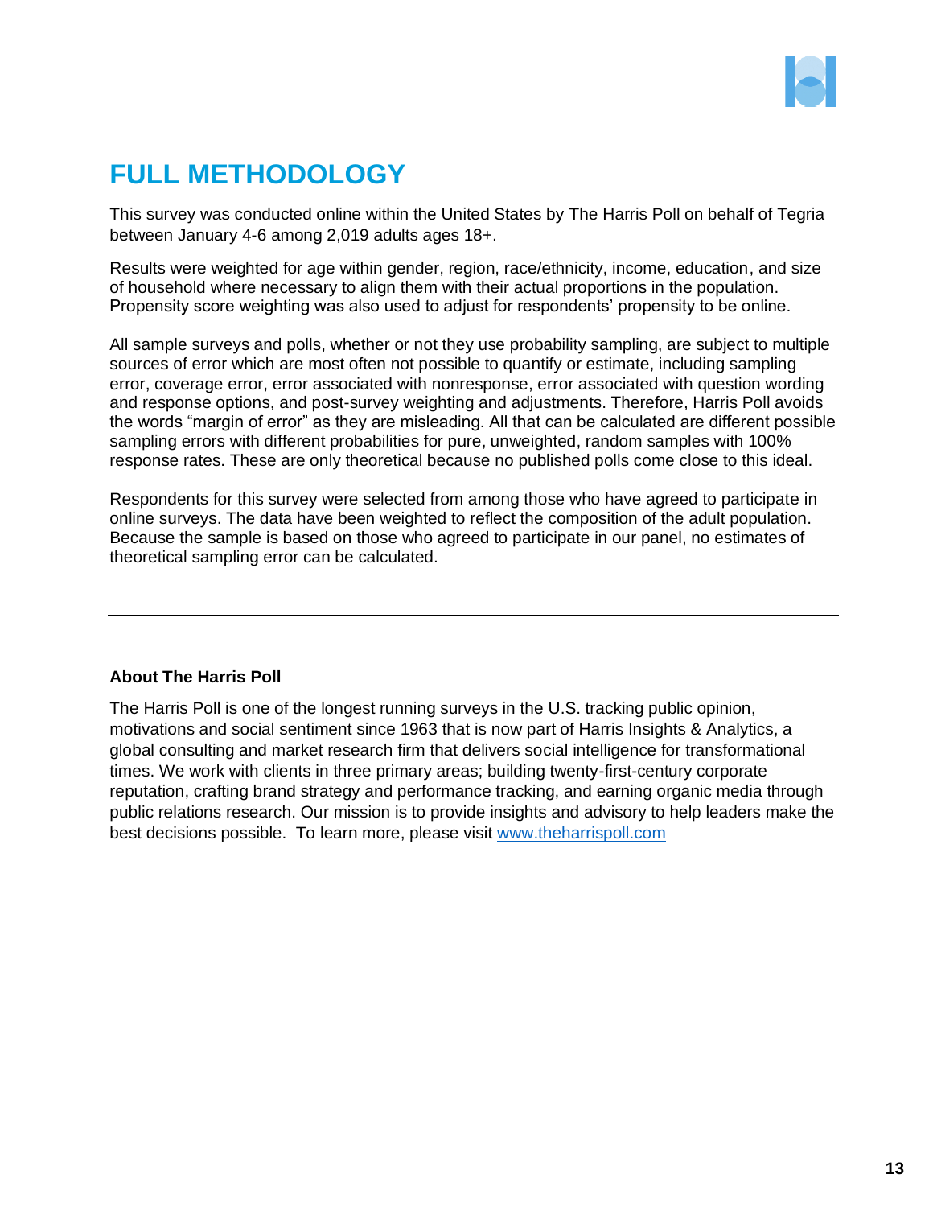# FULL METHODOLOGY

This survey was conducted online within the United States by The Harris Poll on behalf of Tegria between January 4-6 among 2,019 adults ages 18+.

Results were weighted for age within gender, region, race/ethnicity, income, education, and size of household where necessary to align them with their actual proportions in the population. Propensity score weighting was also used to adjust for respondents' propensity to be online.

All sample surveys and polls, whether or not they use probability sampling, are subject to multiple sources of error which are most often not possible to quantify or estimate, including sampling error, coverage error, error associated with nonresponse, error associated with question wording and response options, and post-survey weighting and adjustments. Therefore, Harris Poll avoids the words "margin of error" as they are misleading. All that can be calculated are different possible sampling errors with different probabilities for pure, unweighted, random samples with 100% response rates. These are only theoretical because no published polls come close to this ideal.

Respondents for this survey were selected from among those who have agreed to participate in online surveys. The data have been weighted to reflect the composition of the adult population. Because the sample is based on those who agreed to participate in our panel, no estimates of theoretical sampling error can be calculated.

---

**About The Harris Poll**

The Harris Poll is one of the longest running surveys in the U.S. tracking public opinion, motivations and social sentiment since 1963 that is now part of Harris Insights & Analytics, a global consulting and market research firm that delivers social intelligence for transformational times. We work with clients in three primary areas; building twenty-first-century corporate reputation, crafting brand strategy and performance tracking, and earning organic media through public relations research. Our mission is to provide insights and advisory to help leaders make the best decisions possible. To learn more, please visit [www.theharrispoll.com](http://www.theharrispoll.com)